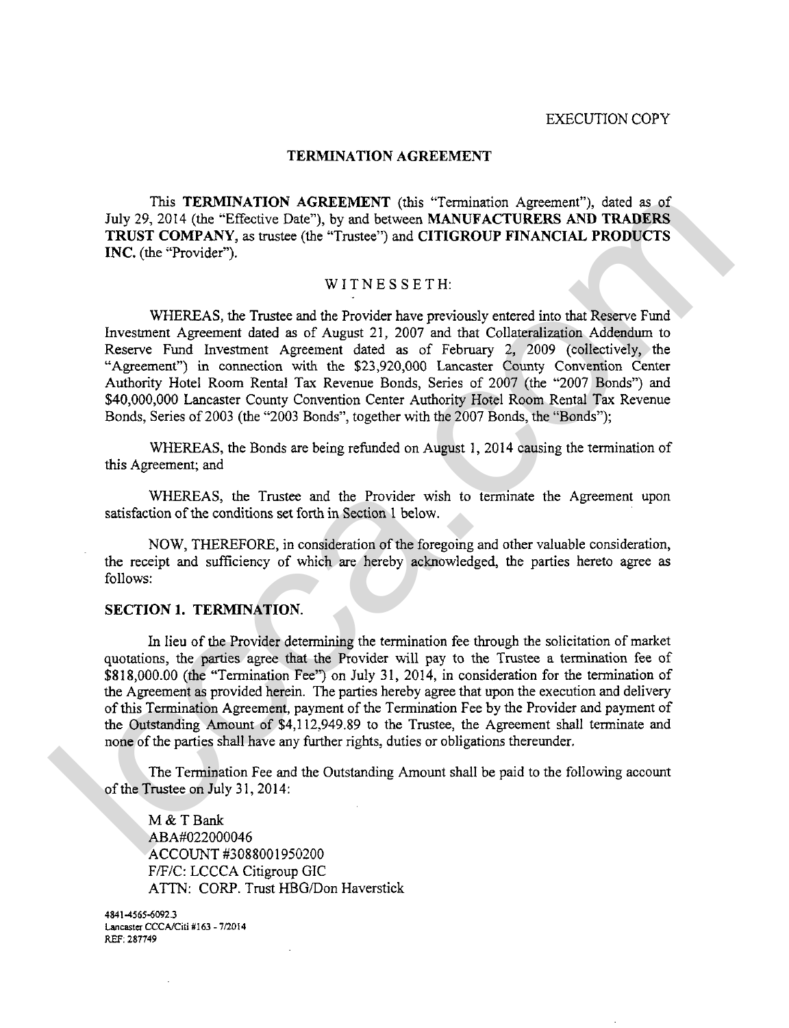EXECUTION COPY

## TERMINATION AGREEMENT

This **TERMINATION AGREEMENT** (this "Termination Agreement"), dated as of July 29, 2014 (the "Effective Date"), by and between **MANUFACTURERS AND TRADERS TRUST COMPANY**, as trustee (the "Trustee") and **CITIGROUP FINANCIAL PRODUCTS INC.** (the "Provider").

W I T N E S S E T H:

WHEREAS, the Trustee and the Provider have previously entered into that Reserve Fund Investment Agreement dated as of August 21, 2007 and that Collateralization Addendum to Reserve Fund Investment Agreement dated as of February 2, 2009 (collectively, the "Agreement") in connection with the $23,920,000 Lancaster County Convention Center Authority Hotel Room Rental Tax Revenue Bonds, Series of 2007 (the "2007 Bonds") and $40,000,000 Lancaster County Convention Center Authority Hotel Room Rental Tax Revenue Bonds, Series of 2003 (the "2003 Bonds", together with the 2007 Bonds, the "Bonds");

WHEREAS, the Bonds are being refunded on August 1, 2014 causing the termination of this Agreement; and

WHEREAS, the Trustee and the Provider wish to terminate the Agreement upon satisfaction of the conditions set forth in Section 1 below.

NOW, THEREFORE, in consideration of the foregoing and other valuable consideration, the receipt and sufficiency of which are hereby acknowledged, the parties hereto agree as follows:

### SECTION 1. TERMINATION.

In lieu of the Provider determining the termination fee through the solicitation of market quotations, the parties agree that the Provider will pay to the Trustee a termination fee of $818,000.00 (the "Termination Fee") on July 31, 2014, in consideration for the termination of the Agreement as provided herein. The parties hereby agree that upon the execution and delivery of this Termination Agreement, payment of the Termination Fee by the Provider and payment of the Outstanding Amount of $4,112,949.89 to the Trustee, the Agreement shall terminate and none of the parties shall have any further rights, duties or obligations thereunder.

The Termination Fee and the Outstanding Amount shall be paid to the following account of the Trustee on July 31, 2014:

M & T Bank
ABA#022000046
ACCOUNT #3088001950200
F/F/C: LCCCA Citigroup GIC
ATTN: CORP. Trust HBG/Don Haverstick

4841-4565-6092.3
Lancaster CCCA/Citi #163 - 7/2014
REF: 287749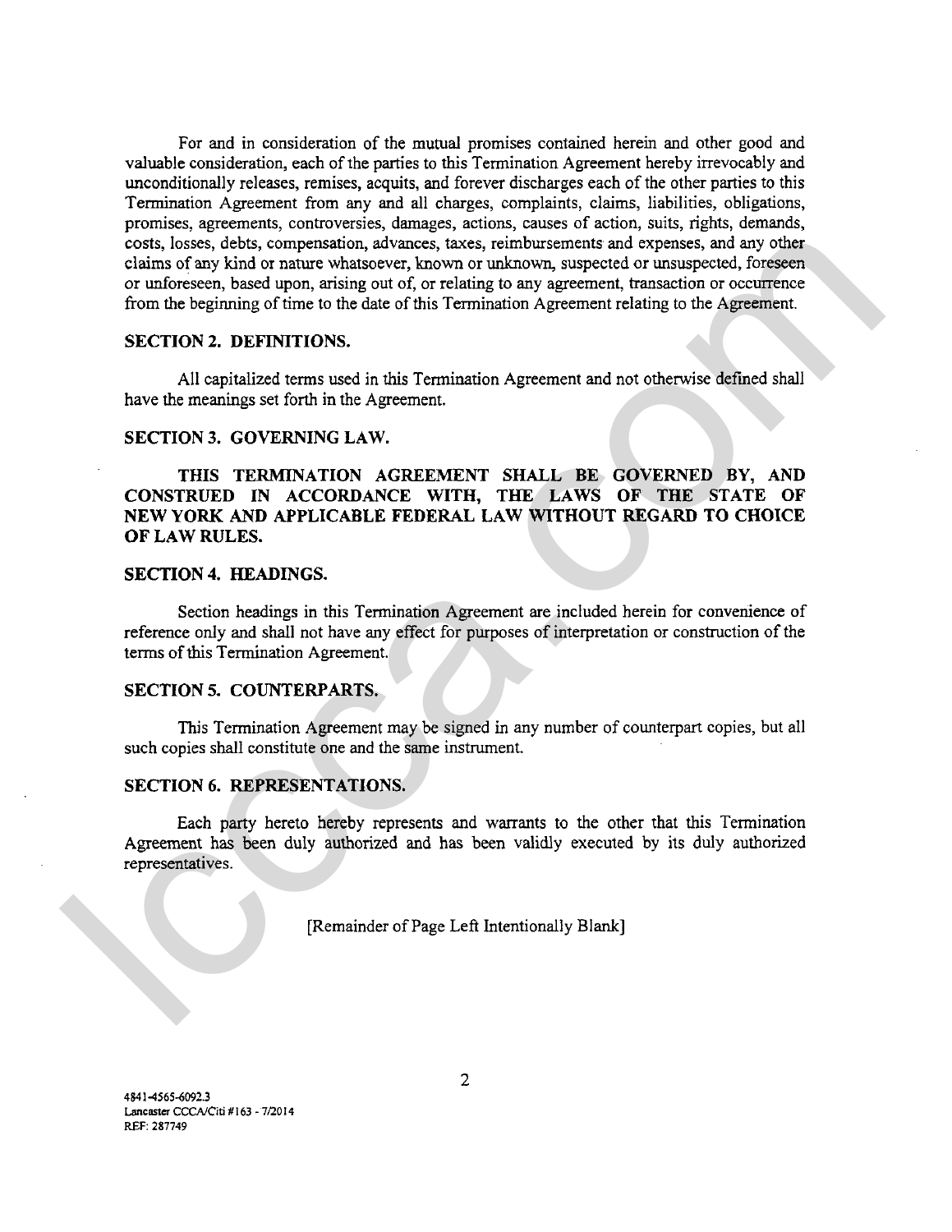For and in consideration of the mutual promises contained herein and other good and valuable consideration, each of the parties to this Termination Agreement hereby irrevocably and unconditionally releases, remises, acquits, and forever discharges each of the other parties to this Termination Agreement from any and all charges, complaints, claims, liabilities, obligations, promises, agreements, controversies, damages, actions, causes of action, suits, rights, demands, costs, losses, debts, compensation, advances, taxes, reimbursements and expenses, and any other claims of any kind or nature whatsoever, known or unknown, suspected or unsuspected, foreseen or unforeseen, based upon, arising out of, or relating to any agreement, transaction or occurrence from the beginning of time to the date of this Termination Agreement relating to the Agreement.

**SECTION 2. DEFINITIONS.**

All capitalized terms used in this Termination Agreement and not otherwise defined shall have the meanings set forth in the Agreement.

**SECTION 3. GOVERNING LAW.**

**THIS TERMINATION AGREEMENT SHALL BE GOVERNED BY, AND CONSTRUED IN ACCORDANCE WITH, THE LAWS OF THE STATE OF NEW YORK AND APPLICABLE FEDERAL LAW WITHOUT REGARD TO CHOICE OF LAW RULES.**

**SECTION 4. HEADINGS.**

Section headings in this Termination Agreement are included herein for convenience of reference only and shall not have any effect for purposes of interpretation or construction of the terms of this Termination Agreement.

**SECTION 5. COUNTERPARTS.**

This Termination Agreement may be signed in any number of counterpart copies, but all such copies shall constitute one and the same instrument.

**SECTION 6. REPRESENTATIONS.**

Each party hereto hereby represents and warrants to the other that this Termination Agreement has been duly authorized and has been validly executed by its duly authorized representatives.

[Remainder of Page Left Intentionally Blank]

4841-4565-6092.3
Lancaster CCCA/Citi #163 - 7/2014
REF: 287749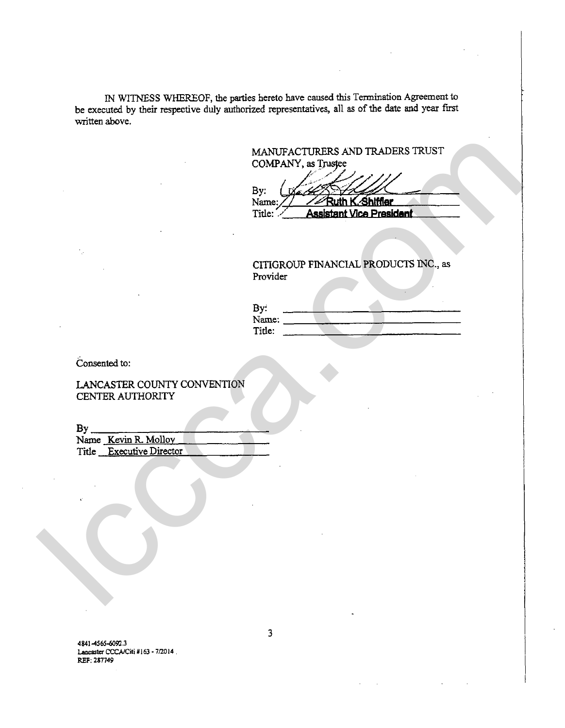IN WITNESS WHEREOF, the parties hereto have caused this Termination Agreement to be executed by their respective duly authorized representatives, all as of the date and year first written above.

MANUFACTURERS AND TRADERS TRUST COMPANY, as Trustee

By: ______________________
Name: Ruth K. Shiffler
Title: Assistant Vice President

CITIGROUP FINANCIAL PRODUCTS INC., as Provider

By: ______________________
Name: ______________________
Title: ______________________

Consented to:

LANCASTER COUNTY CONVENTION CENTER AUTHORITY

By ______________________
Name Kevin R. Molloy
Title Executive Director

4841-4565-6092.3
Lancaster CCCA/Citi #163 - 7/2014
REF: 287749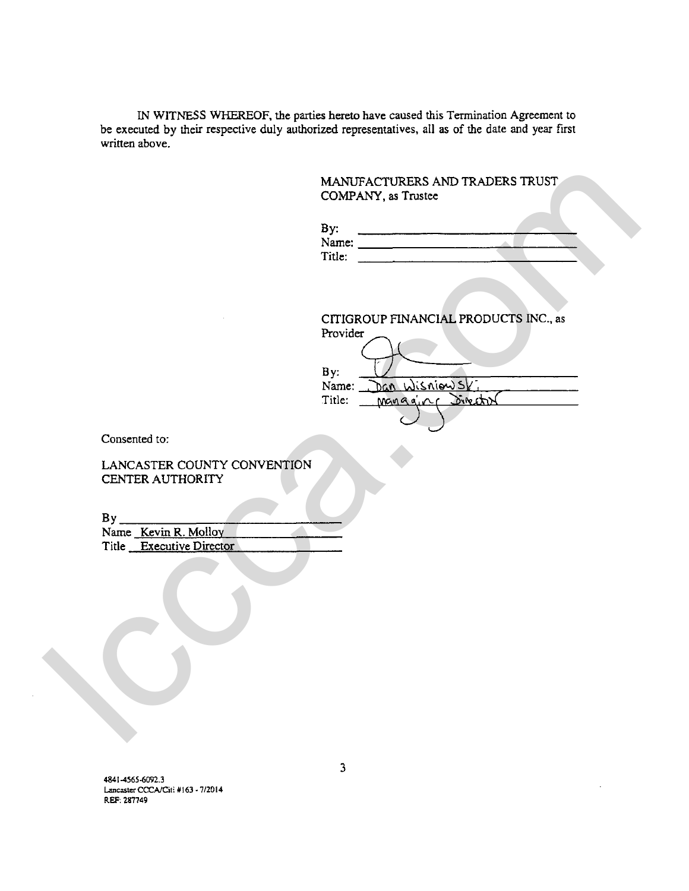IN WITNESS WHEREOF, the parties hereto have caused this Termination Agreement to be executed by their respective duly authorized representatives, all as of the date and year first written above.

MANUFACTURERS AND TRADERS TRUST COMPANY, as Trustee

By: \_\_\_\_\_\_\_\_\_\_\_\_\_\_\_\_\_\_\_\_\_\_\_\_\_\_
Name: \_\_\_\_\_\_\_\_\_\_\_\_\_\_\_\_\_\_\_\_\_\_\_\_
Title: \_\_\_\_\_\_\_\_\_\_\_\_\_\_\_\_\_\_\_\_\_\_\_\_\_

CITIGROUP FINANCIAL PRODUCTS INC., as Provider

By: \_\_\_\_\_\_\_\_\_\_\_\_\_\_\_\_\_\_\_\_\_\_\_\_\_\_
Name: Dan Wisniowski
Title: Managing Director

Consented to:

LANCASTER COUNTY CONVENTION CENTER AUTHORITY

By \_\_\_\_\_\_\_\_\_\_\_\_\_\_\_\_\_\_\_\_\_\_\_\_\_\_
Name Kevin R. Molloy
Title Executive Director

4841-4565-6092.3
Lancaster CCCA/Citi #163 - 7/2014
REF: 287749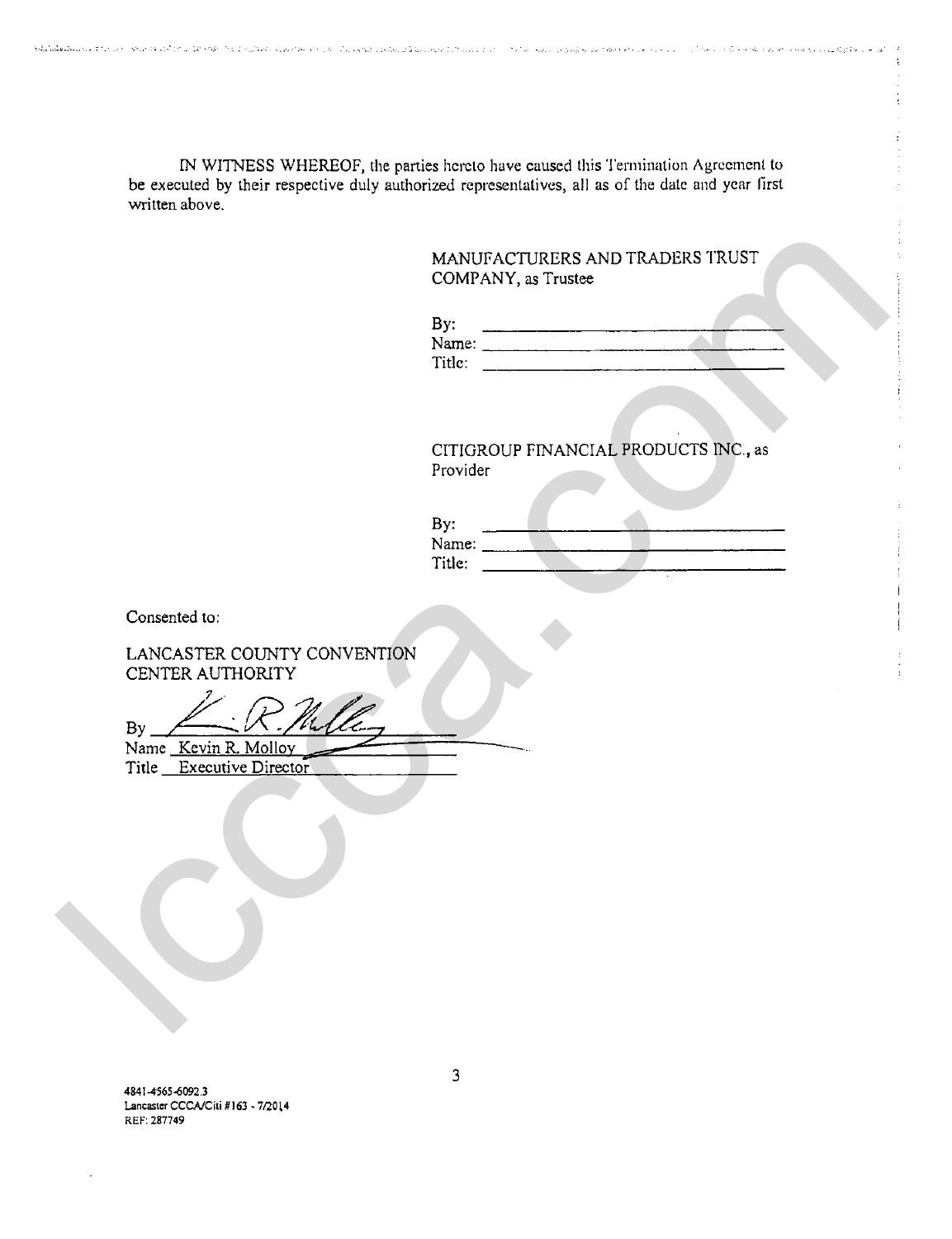IN WITNESS WHEREOF, the parties hereto have caused this Termination Agreement to be executed by their respective duly authorized representatives, all as of the date and year first written above.

MANUFACTURERS AND TRADERS TRUST COMPANY, as Trustee

By: ______________________________
Name: ______________________________
Title: ______________________________

CITIGROUP FINANCIAL PRODUCTS INC., as Provider

By: ______________________________
Name: ______________________________
Title: ______________________________

Consented to:

LANCASTER COUNTY CONVENTION CENTER AUTHORITY

By ______________________________
Name Kevin R. Molloy
Title Executive Director

4841-4565-6092.3
Lancaster CCCA/Citi #163 - 7/2014
REF: 287749